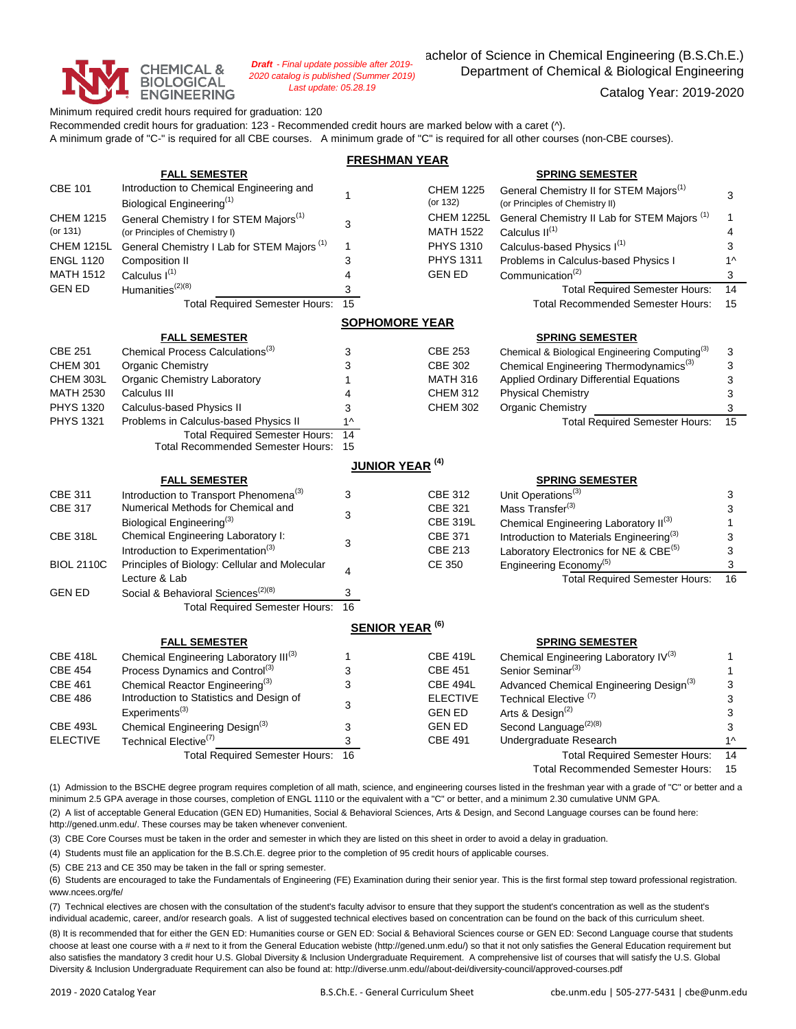CHEMICAL & BIOLOGICAL ENGINEERING

*Draft - Final update possible after 2019-2020 catalog is published (Summer 2019) Last update: 05.28.19*

# achelor of Science in Chemical Engineering (B.S.Ch.E.)

## Department of Chemical & Biological Engineering

Catalog Year: 2019-2020

Minimum required credit hours required for graduation: 120

Recommended credit hours for graduation: 123 - Recommended credit hours are marked below with a caret (^).

A minimum grade of "C-" is required for all CBE courses. A minimum grade of "C" is required for all other courses (non-CBE courses).

## FRESHMAN YEAR

**FALL SEMESTER**

| Course | Title | Hours |
|---|---|---|
| CBE 101 | Introduction to Chemical Engineering and Biological Engineering[1] | 1 |
| CHEM 1215 (or 131) | General Chemistry I for STEM Majors[1] (or Principles of Chemistry I) | 3 |
| CHEM 1215L | General Chemistry I Lab for STEM Majors [1] | 1 |
| ENGL 1120 | Composition II | 3 |
| MATH 1512 | Calculus I[1] | 4 |
| GEN ED | Humanities[2][8] | 3 |
| | Total Required Semester Hours: | 15 |

**SPRING SEMESTER**

| Course | Title | Hours |
|---|---|---|
| CHEM 1225 (or 132) | General Chemistry II for STEM Majors[1] (or Principles of Chemistry II) | 3 |
| CHEM 1225L | General Chemistry II Lab for STEM Majors [1] | 1 |
| MATH 1522 | Calculus II[1] | 4 |
| PHYS 1310 | Calculus-based Physics I[1] | 3 |
| PHYS 1311 | Problems in Calculus-based Physics I | 1^ |
| GEN ED | Communication[2] | 3 |
| | Total Required Semester Hours: | 14 |
| | Total Recommended Semester Hours: | 15 |

## SOPHOMORE YEAR

**FALL SEMESTER**

| Course | Title | Hours |
|---|---|---|
| CBE 251 | Chemical Process Calculations[3] | 3 |
| CHEM 301 | Organic Chemistry | 3 |
| CHEM 303L | Organic Chemistry Laboratory | 1 |
| MATH 2530 | Calculus III | 4 |
| PHYS 1320 | Calculus-based Physics II | 3 |
| PHYS 1321 | Problems in Calculus-based Physics II | 1^ |
| | Total Required Semester Hours: | 14 |
| | Total Recommended Semester Hours: | 15 |

**SPRING SEMESTER**

| Course | Title | Hours |
|---|---|---|
| CBE 253 | Chemical & Biological Engineering Computing[3] | 3 |
| CBE 302 | Chemical Engineering Thermodynamics[3] | 3 |
| MATH 316 | Applied Ordinary Differential Equations | 3 |
| CHEM 312 | Physical Chemistry | 3 |
| CHEM 302 | Organic Chemistry | 3 |
| | Total Required Semester Hours: | 15 |

## JUNIOR YEAR [4]

**FALL SEMESTER**

| Course | Title | Hours |
|---|---|---|
| CBE 311 | Introduction to Transport Phenomena[3] | 3 |
| CBE 317 | Numerical Methods for Chemical and Biological Engineering[3] | 3 |
| CBE 318L | Chemical Engineering Laboratory I: Introduction to Experimentation[3] | 3 |
| BIOL 2110C | Principles of Biology: Cellular and Molecular Lecture & Lab | 4 |
| GEN ED | Social & Behavioral Sciences[2][8] | 3 |
| | Total Required Semester Hours: | 16 |

**SPRING SEMESTER**

| Course | Title | Hours |
|---|---|---|
| CBE 312 | Unit Operations[3] | 3 |
| CBE 321 | Mass Transfer[3] | 3 |
| CBE 319L | Chemical Engineering Laboratory II[3] | 1 |
| CBE 371 | Introduction to Materials Engineering[3] | 3 |
| CBE 213 | Laboratory Electronics for NE & CBE[5] | 3 |
| CE 350 | Engineering Economy[5] | 3 |
| | Total Required Semester Hours: | 16 |

## SENIOR YEAR [6]

**FALL SEMESTER**

| Course | Title | Hours |
|---|---|---|
| CBE 418L | Chemical Engineering Laboratory III[3] | 1 |
| CBE 454 | Process Dynamics and Control[3] | 3 |
| CBE 461 | Chemical Reactor Engineering[3] | 3 |
| CBE 486 | Introduction to Statistics and Design of Experiments[3] | 3 |
| CBE 493L | Chemical Engineering Design[3] | 3 |
| ELECTIVE | Technical Elective[7] | 3 |
| | Total Required Semester Hours: | 16 |

**SPRING SEMESTER**

| Course | Title | Hours |
|---|---|---|
| CBE 419L | Chemical Engineering Laboratory IV[3] | 1 |
| CBE 451 | Senior Seminar[3] | 1 |
| CBE 494L | Advanced Chemical Engineering Design[3] | 3 |
| ELECTIVE | Technical Elective [7] | 3 |
| GEN ED | Arts & Design[2] | 3 |
| GEN ED | Second Language[2][8] | 3 |
| CBE 491 | Undergraduate Research | 1^ |
| | Total Required Semester Hours: | 14 |
| | Total Recommended Semester Hours: | 15 |

(1) Admission to the BSCHE degree program requires completion of all math, science, and engineering courses listed in the freshman year with a grade of "C" or better and a minimum 2.5 GPA average in those courses, completion of ENGL 1110 or the equivalent with a "C" or better, and a minimum 2.30 cumulative UNM GPA.

(2) A list of acceptable General Education (GEN ED) Humanities, Social & Behavioral Sciences, Arts & Design, and Second Language courses can be found here: http://gened.unm.edu/. These courses may be taken whenever convenient.

(3) CBE Core Courses must be taken in the order and semester in which they are listed on this sheet in order to avoid a delay in graduation.

(4) Students must file an application for the B.S.Ch.E. degree prior to the completion of 95 credit hours of applicable courses.

(5) CBE 213 and CE 350 may be taken in the fall or spring semester.

(6) Students are encouraged to take the Fundamentals of Engineering (FE) Examination during their senior year. This is the first formal step toward professional registration. www.ncees.org/fe/

(7) Technical electives are chosen with the consultation of the student's faculty advisor to ensure that they support the student's concentration as well as the student's individual academic, career, and/or research goals. A list of suggested technical electives based on concentration can be found on the back of this curriculum sheet.

(8) It is recommended that for either the GEN ED: Humanities course or GEN ED: Social & Behavioral Sciences course or GEN ED: Second Language course that students choose at least one course with a # next to it from the General Education webiste (http://gened.unm.edu/) so that it not only satisfies the General Education requirement but also satisfies the mandatory 3 credit hour U.S. Global Diversity & Inclusion Undergraduate Requirement. A comprehensive list of courses that will satisfy the U.S. Global Diversity & Inclusion Undergraduate Requirement can also be found at: http://diverse.unm.edu//about-dei/diversity-council/approved-courses.pdf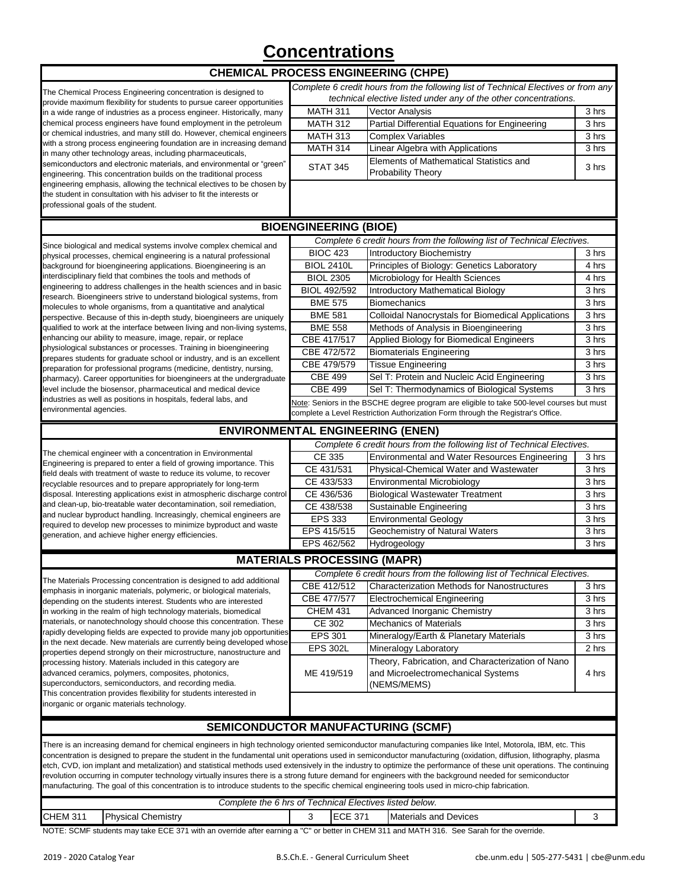# Concentrations

## CHEMICAL PROCESS ENGINEERING (CHPE)

The Chemical Process Engineering concentration is designed to provide maximum flexibility for students to pursue career opportunities in a wide range of industries as a process engineer. Historically, many chemical process engineers have found employment in the petroleum or chemical industries, and many still do. However, chemical engineers with a strong process engineering foundation are in increasing demand in many other technology areas, including pharmaceuticals, semiconductors and electronic materials, and environmental or "green" engineering. This concentration builds on the traditional process engineering emphasis, allowing the technical electives to be chosen by the student in consultation with his adviser to fit the interests or professional goals of the student.

*Complete 6 credit hours from the following list of Technical Electives or from any technical elective listed under any of the other concentrations.*

| | | |
|---|---|---|
| MATH 311 | Vector Analysis | 3 hrs |
| MATH 312 | Partial Differential Equations for Engineering | 3 hrs |
| MATH 313 | Complex Variables | 3 hrs |
| MATH 314 | Linear Algebra with Applications | 3 hrs |
| STAT 345 | Elements of Mathematical Statistics and Probability Theory | 3 hrs |

## BIOENGINEERING (BIOE)

Since biological and medical systems involve complex chemical and physical processes, chemical engineering is a natural professional background for bioengineering applications. Bioengineering is an interdisciplinary field that combines the tools and methods of engineering to address challenges in the health sciences and in basic research. Bioengineers strive to understand biological systems, from molecules to whole organisms, from a quantitative and analytical perspective. Because of this in-depth study, bioengineers are uniquely qualified to work at the interface between living and non-living systems, enhancing our ability to measure, image, repair, or replace physiological substances or processes. Training in bioengineering prepares students for graduate school or industry, and is an excellent preparation for professional programs (medicine, dentistry, nursing, pharmacy). Career opportunities for bioengineers at the undergraduate level include the biosensor, pharmaceutical and medical device industries as well as positions in hospitals, federal labs, and environmental agencies.

*Complete 6 credit hours from the following list of Technical Electives.*

| | | |
|---|---|---|
| BIOC 423 | Introductory Biochemistry | 3 hrs |
| BIOL 2410L | Principles of Biology: Genetics Laboratory | 4 hrs |
| BIOL 2305 | Microbiology for Health Sciences | 4 hrs |
| BIOL 492/592 | Introductory Mathematical Biology | 3 hrs |
| BME 575 | Biomechanics | 3 hrs |
| BME 581 | Colloidal Nanocrystals for Biomedical Applications | 3 hrs |
| BME 558 | Methods of Analysis in Bioengineering | 3 hrs |
| CBE 417/517 | Applied Biology for Biomedical Engineers | 3 hrs |
| CBE 472/572 | Biomaterials Engineering | 3 hrs |
| CBE 479/579 | Tissue Engineering | 3 hrs |
| CBE 499 | Sel T: Protein and Nucleic Acid Engineering | 3 hrs |
| CBE 499 | Sel T: Thermodynamics of Biological Systems | 3 hrs |

Note: Seniors in the BSCHE degree program are eligible to take 500-level courses but must complete a Level Restriction Authorization Form through the Registrar's Office.

## ENVIRONMENTAL ENGINEERING (ENEN)

The chemical engineer with a concentration in Environmental Engineering is prepared to enter a field of growing importance. This field deals with treatment of waste to reduce its volume, to recover recyclable resources and to prepare appropriately for long-term disposal. Interesting applications exist in atmospheric discharge control and clean-up, bio-treatable water decontamination, soil remediation, and nuclear byproduct handling. Increasingly, chemical engineers are required to develop new processes to minimize byproduct and waste generation, and achieve higher energy efficiencies.

*Complete 6 credit hours from the following list of Technical Electives.*

| | | |
|---|---|---|
| CE 335 | Environmental and Water Resources Engineering | 3 hrs |
| CE 431/531 | Physical-Chemical Water and Wastewater | 3 hrs |
| CE 433/533 | Environmental Microbiology | 3 hrs |
| CE 436/536 | Biological Wastewater Treatment | 3 hrs |
| CE 438/538 | Sustainable Engineering | 3 hrs |
| EPS 333 | Environmental Geology | 3 hrs |
| EPS 415/515 | Geochemistry of Natural Waters | 3 hrs |
| EPS 462/562 | Hydrogeology | 3 hrs |

## MATERIALS PROCESSING (MAPR)

The Materials Processing concentration is designed to add additional emphasis in inorganic materials, polymeric, or biological materials, depending on the students interest. Students who are interested in working in the realm of high technology materials, biomedical materials, or nanotechnology should choose this concentration. These rapidly developing fields are expected to provide many job opportunities in the next decade. New materials are currently being developed whose properties depend strongly on their microstructure, nanostructure and processing history. Materials included in this category are advanced ceramics, polymers, composites, photonics, superconductors, semiconductors, and recording media. This concentration provides flexibility for students interested in inorganic or organic materials technology.

*Complete 6 credit hours from the following list of Technical Electives.*

| | | |
|---|---|---|
| CBE 412/512 | Characterization Methods for Nanostructures | 3 hrs |
| CBE 477/577 | Electrochemical Engineering | 3 hrs |
| CHEM 431 | Advanced Inorganic Chemistry | 3 hrs |
| CE 302 | Mechanics of Materials | 3 hrs |
| EPS 301 | Mineralogy/Earth & Planetary Materials | 3 hrs |
| EPS 302L | Mineralogy Laboratory | 2 hrs |
| ME 419/519 | Theory, Fabrication, and Characterization of Nano and Microelectromechanical Systems (NEMS/MEMS) | 4 hrs |

## SEMICONDUCTOR MANUFACTURING (SCMF)

There is an increasing demand for chemical engineers in high technology oriented semiconductor manufacturing companies like Intel, Motorola, IBM, etc. This concentration is designed to prepare the student in the fundamental unit operations used in semiconductor manufacturing (oxidation, diffusion, lithography, plasma etch, CVD, ion implant and metalization) and statistical methods used extensively in the industry to optimize the performance of these unit operations. The continuing revolution occurring in computer technology virtually insures there is a strong future demand for engineers with the background needed for semiconductor manufacturing. The goal of this concentration is to introduce students to the specific chemical engineering tools used in micro-chip fabrication.

*Complete the 6 hrs of Technical Electives listed below.*

| | | | | | |
|---|---|---|---|---|---|
| CHEM 311 | Physical Chemistry | 3 | ECE 371 | Materials and Devices | 3 |

NOTE: SCMF students may take ECE 371 with an override after earning a "C" or better in CHEM 311 and MATH 316. See Sarah for the override.

2019 - 2020 Catalog Year

B.S.Ch.E. - General Curriculum Sheet

cbe.unm.edu | 505-277-5431 | cbe@unm.edu